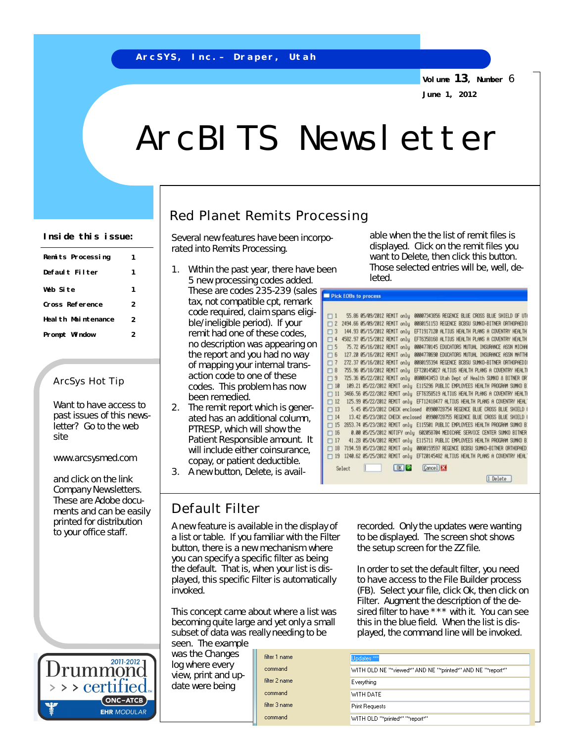ArcSYS, Inc. – Draper, Utah

Volume 13, Number 6

June 1, 2012

# ArcBITS Newsletter

**Inside this issue:**

| | |
|---|---|
| Remits Processing | 1 |
| Default Filter | 1 |
| Web Site | 1 |
| Cross Reference | 2 |
| Health Maintenance | 2 |
| Prompt Window | 2 |

## Red Planet Remits Processing

Several new features have been incorporated into Remits Processing.

1. Within the past year, there have been 5 new processing codes added. These are codes 235-239 (sales tax, not compatible cpt, remark code required, claim spans eligible/ineligible period). If your remit had one of these codes, no description was appearing on the report and you had no way of mapping your internal transaction code to one of these codes. This problem has now been remedied.
2. The remit report which is generated has an additional column, PTRESP, which will show the Patient Responsible amount. It will include either coinsurance, copay, or patient deductible.
3. A new button, Delete, is available when the the list of remit files is displayed. Click on the remit files you want to Delete, then click this button. Those selected entries will be, well, deleted.

**Pick EOBs to process**

| | # | Amount | Date | Type | Check/EFT | Payer |
|---|---|---|---|---|---|---|
| ☐ | 1 | 55.86 | 05/09/2012 | REMIT only | 00007343856 | REGENCE BLUE CROSS BLUE SHIELD OF UT |
| ☐ | 2 | 2494.66 | 05/09/2012 | REMIT only | 0000151153 | REGENCE BCBSU SUMKO-BITNER ORTHOPAEDI |
| ☐ | 3 | 144.93 | 05/15/2012 | REMIT only | EFT1917120 | ALTIUS HEALTH PLANS A COVENTRY HEALTH |
| ☐ | 4 | 4582.97 | 05/15/2012 | REMIT only | EFT6358168 | ALTIUS HEALTH PLANS A COVENTRY HEALTH |
| ☐ | 5 | 75.72 | 05/16/2012 | REMIT only | 0004770145 | EDUCATORS MUTUAL INSURANCE ASSN MICHA |
| ☐ | 6 | 127.20 | 05/16/2012 | REMIT only | 0004770690 | EDUCATORS MUTUAL INSURANCE ASSN MATTH |
| ☐ | 7 | 272.37 | 05/16/2012 | REMIT only | 0000155394 | REGENCE BCBSU SUMKO-BITNER ORTHOPAEDI |
| ☐ | 8 | 755.96 | 05/18/2012 | REMIT only | EFT20145027 | ALTIUS HEALTH PLANS A COVENTRY HEALT |
| ☐ | 9 | 725.36 | 05/22/2012 | REMIT only | 0000843453 | Utah Dept of Health SUMKO & BITNER OR |
| ☐ | 10 | 109.21 | 05/22/2012 | REMIT only | E115296 | PUBLIC EMPLOYEES HEALTH PROGRAM SUMKO B |
| ☐ | 11 | 3466.56 | 05/22/2012 | REMIT only | EFT6358519 | ALTIUS HEALTH PLANS A COVENTRY HEALTH |
| ☐ | 12 | 125.99 | 05/22/2012 | REMIT only | EFT12418477 | ALTIUS HEALTH PLANS A COVENTRY HEAL |
| ☐ | 13 | 5.45 | 05/23/2012 | CHECK enclosed | 09900728754 | REGENCE BLUE CROSS BLUE SHIELD |
| ☐ | 14 | 13.42 | 05/23/2012 | CHECK enclosed | 09900728755 | REGENCE BLUE CROSS BLUE SHIELD |
| ☐ | 15 | 2653.74 | 05/23/2012 | REMIT only | E115501 | PUBLIC EMPLOYEES HEALTH PROGRAM SUMKO B |
| ☐ | 16 | 0.00 | 05/25/2012 | NOTIFY only | 602058704 | MEDICARE SERVICE CENTER SUMKO BITNER |
| ☐ | 17 | 41.28 | 05/24/2012 | REMIT only | E115711 | PUBLIC EMPLOYEES HEALTH PROGRAM SUMKO B |
| ☐ | 18 | 7194.59 | 05/23/2012 | REMIT only | 0000159597 | REGENCE BCBSU SUMKO-BITNER ORTHOPAEDI |
| ☐ | 19 | 1240.62 | 05/25/2012 | REMIT only | EFT20145482 | ALTIUS HEALTH PLANS A COVENTRY HEAL |

Select [ ] OK Cancel — Delete

## ArcSys Hot Tip

Want to have access to past issues of this newsletter? Go to the web site

www.arcsysmed.com

and click on the link Company Newsletters. These are Adobe documents and can be easily printed for distribution to your office staff.

## Default Filter

A new feature is available in the display of a list or table. If you familiar with the Filter button, there is a new mechanism where you can specify a specific filter as being the default. That is, when your list is displayed, this specific Filter is automatically invoked.

This concept came about where a list was becoming quite large and yet only a small subset of data was really needing to be seen. The example was the Changes log where every view, print and update were being recorded. Only the updates were wanting to be displayed. The screen shot shows the setup screen for the ZZ file.

In order to set the default filter, you need to have access to the File Builder process (FB). Select your file, click Ok, then click on Filter. Augment the description of the desired filter to have *** with it. You can see this in the blue field. When the list is displayed, the command line will be invoked.

| | |
|---|---|
| filter 1 name | Updates *** |
| command | WITH OLD NE "*viewed*" AND NE "*printed*" AND NE "*report*" |
| filter 2 name | Everything |
| command | WITH DATE |
| filter 3 name | Print Requests |
| command | WITH OLD "*printed*" "*report*" |

2011-2012 Drummond certified ONC-ATCB EHR MODULAR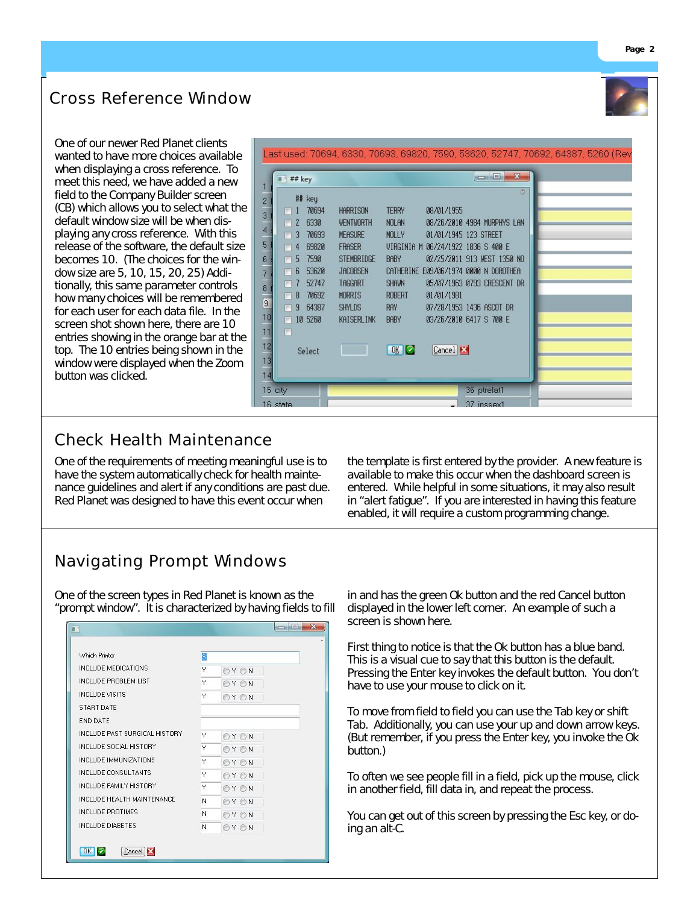## Cross Reference Window

One of our newer Red Planet clients wanted to have more choices available when displaying a cross reference. To meet this need, we have added a new field to the Company Builder screen (CB) which allows you to select what the default window size will be when displaying any cross reference. With this release of the software, the default size becomes 10. (The choices for the window size are 5, 10, 15, 20, 25) Additionally, this same parameter controls how many choices will be remembered for each user for each data file. In the screen shot shown here, there are 10 entries showing in the orange bar at the top. The 10 entries being shown in the window were displayed when the Zoom button was clicked.

## Check Health Maintenance

One of the requirements of meeting meaningful use is to have the system automatically check for health maintenance guidelines and alert if any conditions are past due. Red Planet was designed to have this event occur when the template is first entered by the provider. A new feature is available to make this occur when the dashboard screen is entered. While helpful in some situations, it may also result in "alert fatigue". If you are interested in having this feature enabled, it will require a custom programming change.

## Navigating Prompt Windows

One of the screen types in Red Planet is known as the "prompt window". It is characterized by having fields to fill in and has the green Ok button and the red Cancel button displayed in the lower left corner. An example of such a screen is shown here.

First thing to notice is that the Ok button has a blue band. This is a visual cue to say that this button is the default. Pressing the Enter key invokes the default button. You don't have to use your mouse to click on it.

To move from field to field you can use the Tab key or shift Tab. Additionally, you can use your up and down arrow keys. (But remember, if you press the Enter key, you invoke the Ok button.)

To often we see people fill in a field, pick up the mouse, click in another field, fill data in, and repeat the process.

You can get out of this screen by pressing the Esc key, or doing an alt-C.